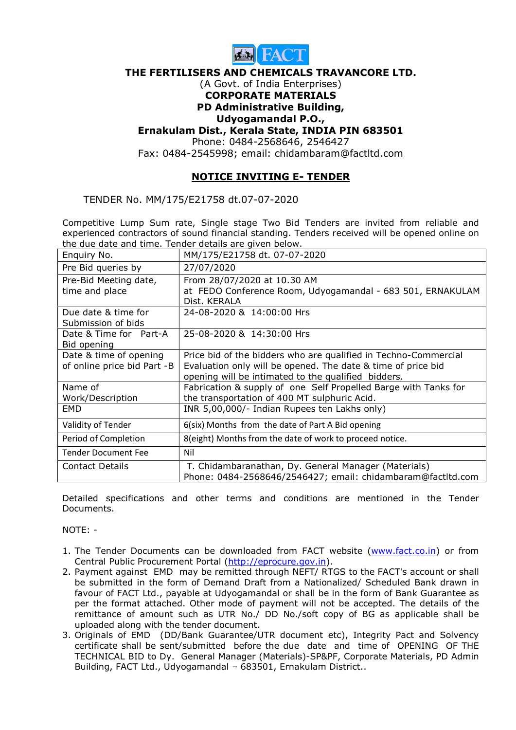# THE FERTILISERS AND CHEMICALS TRAVANCORE LTD.

(A Govt. of India Enterprises)

**CORPORATE MATERIALS**

**PD Administrative Building,**

**Udyogamandal P.O.,**

**Ernakulam Dist., Kerala State, INDIA PIN 683501**

Phone: 0484-2568646, 2546427

Fax: 0484-2545998; email: chidambaram@factltd.com

## NOTICE INVITING E- TENDER

TENDER No. MM/175/E21758 dt.07-07-2020

Competitive Lump Sum rate, Single stage Two Bid Tenders are invited from reliable and experienced contractors of sound financial standing. Tenders received will be opened online on the due date and time. Tender details are given below.

| Enquiry No. | MM/175/E21758 dt. 07-07-2020 |
|---|---|
| Pre Bid queries by | 27/07/2020 |
| Pre-Bid Meeting date, time and place | From 28/07/2020 at 10.30 AM at FEDO Conference Room, Udyogamandal - 683 501, ERNAKULAM Dist. KERALA |
| Due date & time for Submission of bids | 24-08-2020 & 14:00:00 Hrs |
| Date & Time for Part-A Bid opening | 25-08-2020 & 14:30:00 Hrs |
| Date & time of opening of online price bid Part -B | Price bid of the bidders who are qualified in Techno-Commercial Evaluation only will be opened. The date & time of price bid opening will be intimated to the qualified bidders. |
| Name of Work/Description | Fabrication & supply of one Self Propelled Barge with Tanks for the transportation of 400 MT sulphuric Acid. |
| EMD | INR 5,00,000/- Indian Rupees ten Lakhs only) |
| Validity of Tender | 6(six) Months from the date of Part A Bid opening |
| Period of Completion | 8(eight) Months from the date of work to proceed notice. |
| Tender Document Fee | Nil |
| Contact Details | T. Chidambaranathan, Dy. General Manager (Materials) Phone: 0484-2568646/2546427; email: chidambaram@factltd.com |

Detailed specifications and other terms and conditions are mentioned in the Tender Documents.

NOTE: -

1. The Tender Documents can be downloaded from FACT website (www.fact.co.in) or from Central Public Procurement Portal (http://eprocure.gov.in).
2. Payment against EMD may be remitted through NEFT/ RTGS to the FACT's account or shall be submitted in the form of Demand Draft from a Nationalized/ Scheduled Bank drawn in favour of FACT Ltd., payable at Udyogamandal or shall be in the form of Bank Guarantee as per the format attached. Other mode of payment will not be accepted. The details of the remittance of amount such as UTR No./ DD No./soft copy of BG as applicable shall be uploaded along with the tender document.
3. Originals of EMD (DD/Bank Guarantee/UTR document etc), Integrity Pact and Solvency certificate shall be sent/submitted before the due date and time of OPENING OF THE TECHNICAL BID to Dy. General Manager (Materials)-SP&PF, Corporate Materials, PD Admin Building, FACT Ltd., Udyogamandal – 683501, Ernakulam District..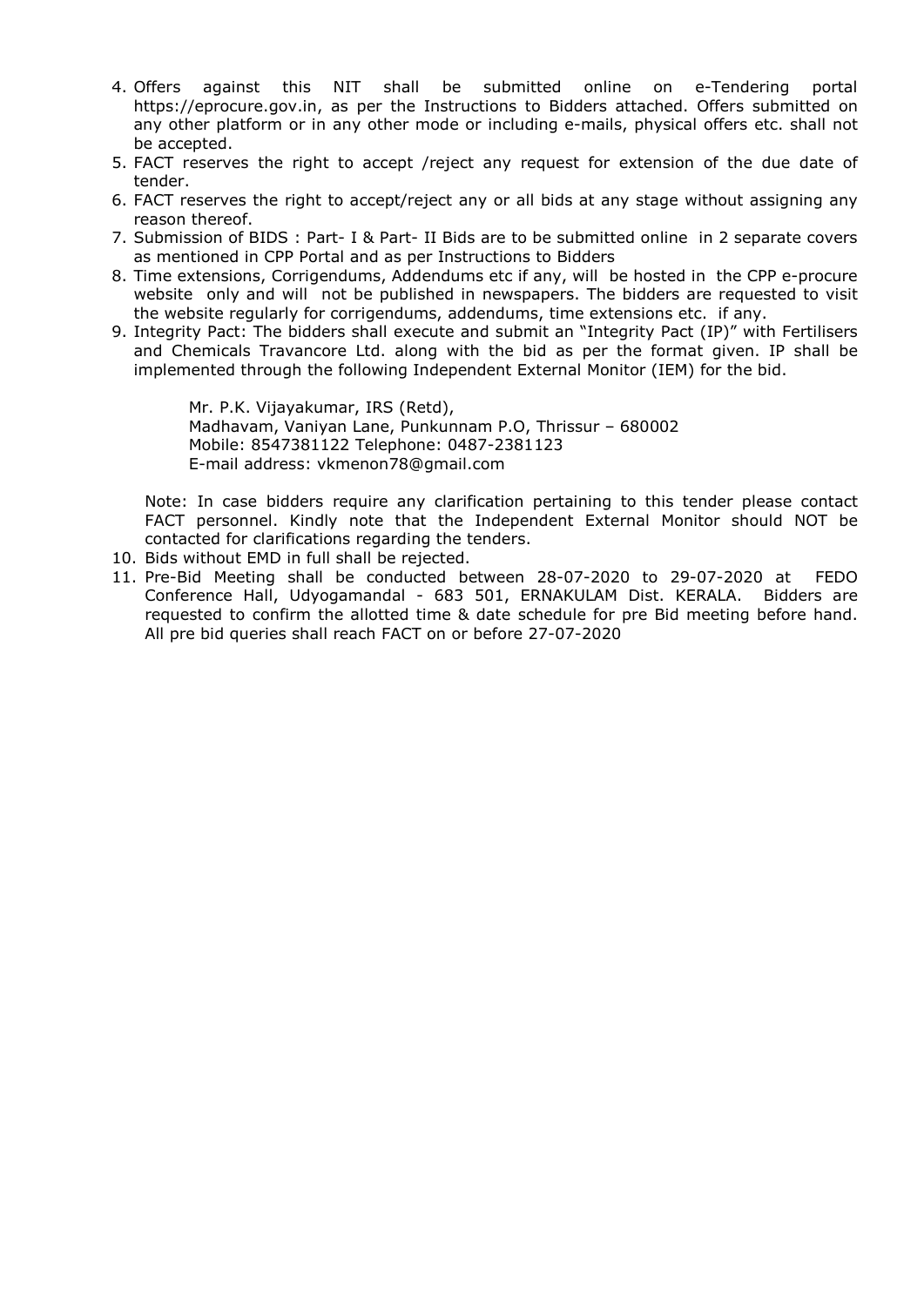4. Offers against this NIT shall be submitted online on e-Tendering portal https://eprocure.gov.in, as per the Instructions to Bidders attached. Offers submitted on any other platform or in any other mode or including e-mails, physical offers etc. shall not be accepted.
5. FACT reserves the right to accept /reject any request for extension of the due date of tender.
6. FACT reserves the right to accept/reject any or all bids at any stage without assigning any reason thereof.
7. Submission of BIDS : Part- I & Part- II Bids are to be submitted online in 2 separate covers as mentioned in CPP Portal and as per Instructions to Bidders
8. Time extensions, Corrigendums, Addendums etc if any, will be hosted in the CPP e-procure website only and will not be published in newspapers. The bidders are requested to visit the website regularly for corrigendums, addendums, time extensions etc. if any.
9. Integrity Pact: The bidders shall execute and submit an "Integrity Pact (IP)" with Fertilisers and Chemicals Travancore Ltd. along with the bid as per the format given. IP shall be implemented through the following Independent External Monitor (IEM) for the bid.

   Mr. P.K. Vijayakumar, IRS (Retd),
   Madhavam, Vaniyan Lane, Punkunnam P.O, Thrissur – 680002
   Mobile: 8547381122 Telephone: 0487-2381123
   E-mail address: vkmenon78@gmail.com

   Note: In case bidders require any clarification pertaining to this tender please contact FACT personnel. Kindly note that the Independent External Monitor should NOT be contacted for clarifications regarding the tenders.
10. Bids without EMD in full shall be rejected.
11. Pre-Bid Meeting shall be conducted between 28-07-2020 to 29-07-2020 at FEDO Conference Hall, Udyogamandal - 683 501, ERNAKULAM Dist. KERALA. Bidders are requested to confirm the allotted time & date schedule for pre Bid meeting before hand. All pre bid queries shall reach FACT on or before 27-07-2020